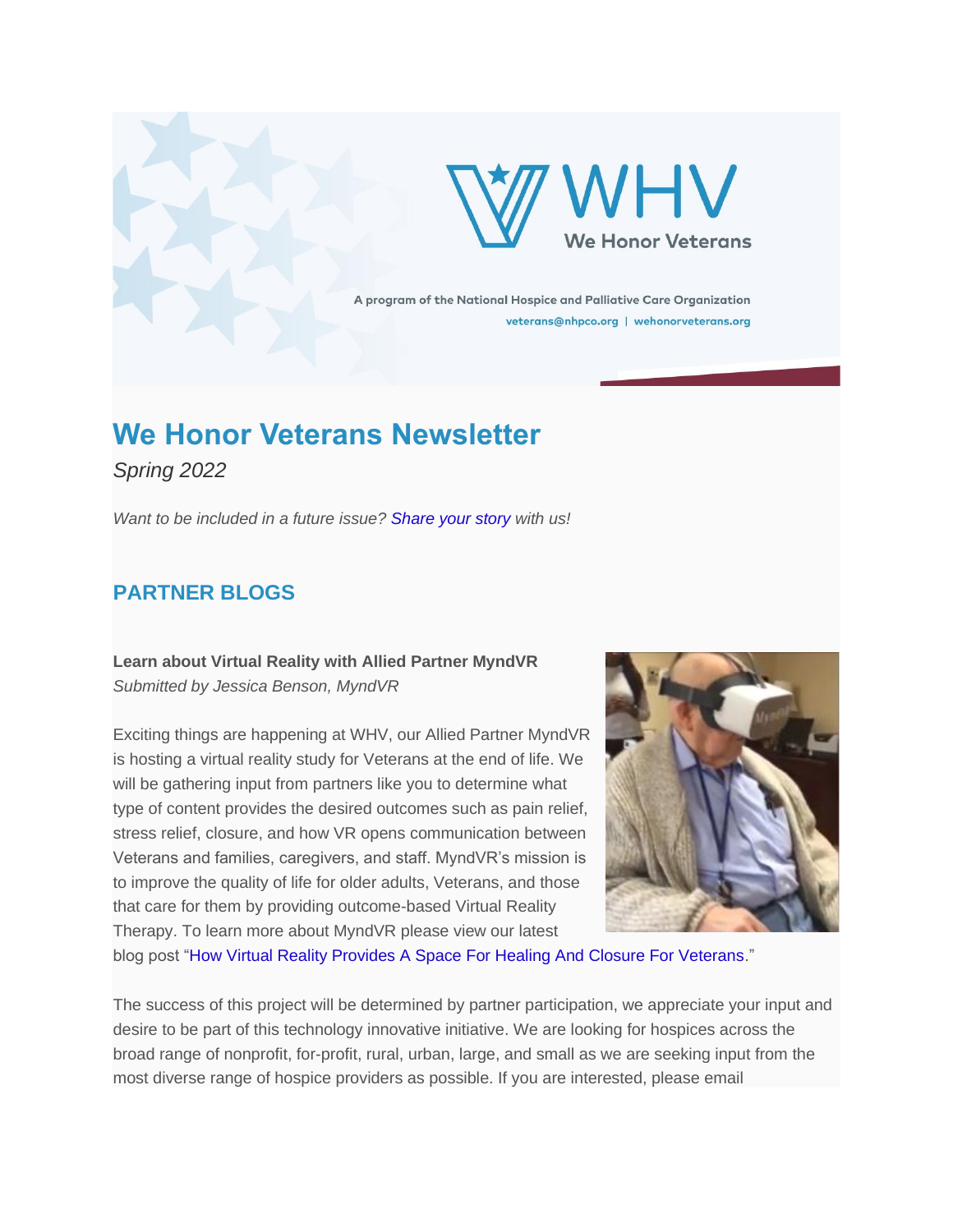WHV

We Honor Veterans

A program of the National Hospice and Palliative Care Organization

veterans@nhpco.org | wehonorveterans.org

# We Honor Veterans Newsletter

*Spring 2022*

*Want to be included in a future issue? Share your story with us!*

## PARTNER BLOGS

**Learn about Virtual Reality with Allied Partner MyndVR**

*Submitted by Jessica Benson, MyndVR*

Exciting things are happening at WHV, our Allied Partner MyndVR is hosting a virtual reality study for Veterans at the end of life. We will be gathering input from partners like you to determine what type of content provides the desired outcomes such as pain relief, stress relief, closure, and how VR opens communication between Veterans and families, caregivers, and staff. MyndVR's mission is to improve the quality of life for older adults, Veterans, and those that care for them by providing outcome-based Virtual Reality Therapy. To learn more about MyndVR please view our latest blog post "How Virtual Reality Provides A Space For Healing And Closure For Veterans."

The success of this project will be determined by partner participation, we appreciate your input and desire to be part of this technology innovative initiative. We are looking for hospices across the broad range of nonprofit, for-profit, rural, urban, large, and small as we are seeking input from the most diverse range of hospice providers as possible. If you are interested, please email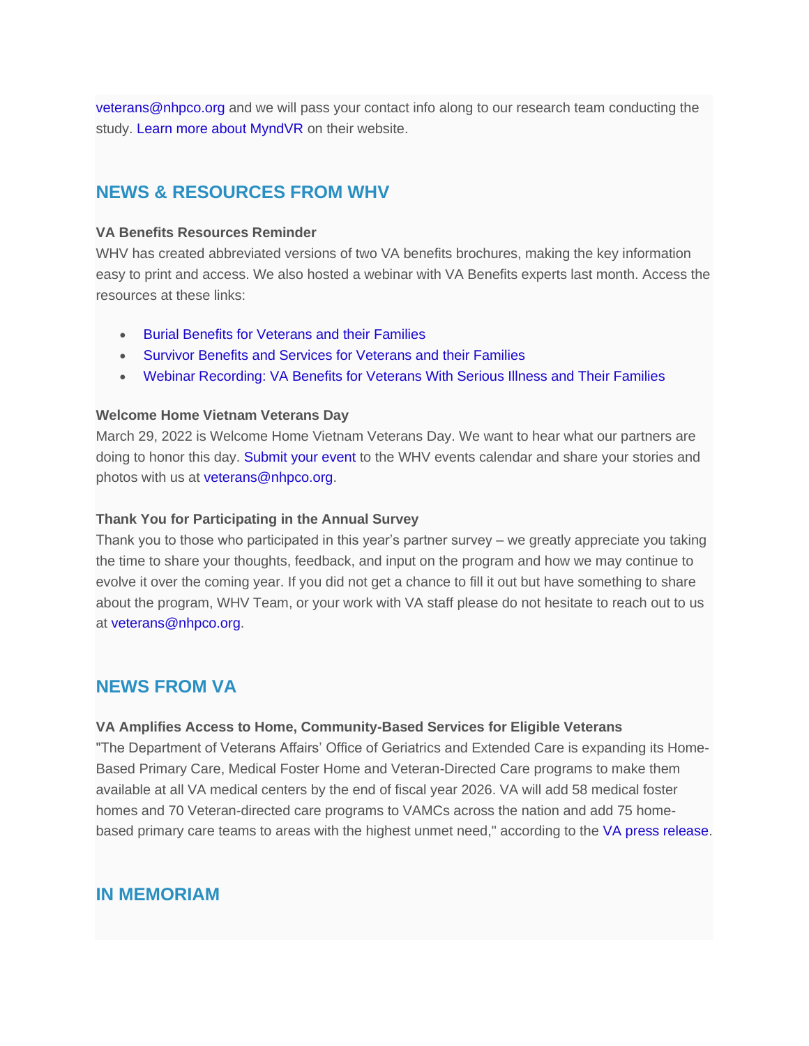veterans@nhpco.org and we will pass your contact info along to our research team conducting the study. Learn more about MyndVR on their website.

## NEWS & RESOURCES FROM WHV

**VA Benefits Resources Reminder**
WHV has created abbreviated versions of two VA benefits brochures, making the key information easy to print and access. We also hosted a webinar with VA Benefits experts last month. Access the resources at these links:

- Burial Benefits for Veterans and their Families
- Survivor Benefits and Services for Veterans and their Families
- Webinar Recording: VA Benefits for Veterans With Serious Illness and Their Families

**Welcome Home Vietnam Veterans Day**
March 29, 2022 is Welcome Home Vietnam Veterans Day. We want to hear what our partners are doing to honor this day. Submit your event to the WHV events calendar and share your stories and photos with us at veterans@nhpco.org.

**Thank You for Participating in the Annual Survey**
Thank you to those who participated in this year's partner survey – we greatly appreciate you taking the time to share your thoughts, feedback, and input on the program and how we may continue to evolve it over the coming year. If you did not get a chance to fill it out but have something to share about the program, WHV Team, or your work with VA staff please do not hesitate to reach out to us at veterans@nhpco.org.

## NEWS FROM VA

**VA Amplifies Access to Home, Community-Based Services for Eligible Veterans**
"The Department of Veterans Affairs' Office of Geriatrics and Extended Care is expanding its Home-Based Primary Care, Medical Foster Home and Veteran-Directed Care programs to make them available at all VA medical centers by the end of fiscal year 2026. VA will add 58 medical foster homes and 70 Veteran-directed care programs to VAMCs across the nation and add 75 home-based primary care teams to areas with the highest unmet need," according to the VA press release.

## IN MEMORIAM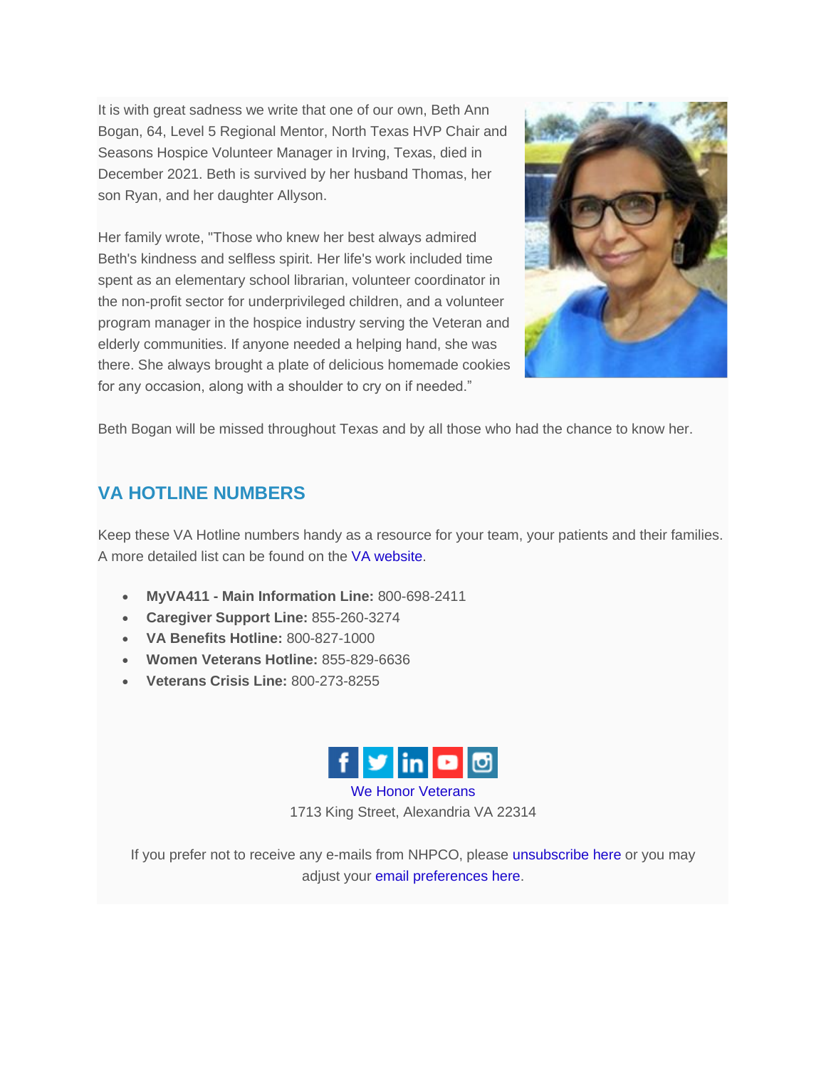It is with great sadness we write that one of our own, Beth Ann Bogan, 64, Level 5 Regional Mentor, North Texas HVP Chair and Seasons Hospice Volunteer Manager in Irving, Texas, died in December 2021. Beth is survived by her husband Thomas, her son Ryan, and her daughter Allyson.

Her family wrote, "Those who knew her best always admired Beth's kindness and selfless spirit. Her life's work included time spent as an elementary school librarian, volunteer coordinator in the non-profit sector for underprivileged children, and a volunteer program manager in the hospice industry serving the Veteran and elderly communities. If anyone needed a helping hand, she was there. She always brought a plate of delicious homemade cookies for any occasion, along with a shoulder to cry on if needed."

Beth Bogan will be missed throughout Texas and by all those who had the chance to know her.

## VA HOTLINE NUMBERS

Keep these VA Hotline numbers handy as a resource for your team, your patients and their families. A more detailed list can be found on the VA website.

- **MyVA411 - Main Information Line:** 800-698-2411
- **Caregiver Support Line:** 855-260-3274
- **VA Benefits Hotline:** 800-827-1000
- **Women Veterans Hotline:** 855-829-6636
- **Veterans Crisis Line:** 800-273-8255

We Honor Veterans
1713 King Street, Alexandria VA 22314

If you prefer not to receive any e-mails from NHPCO, please unsubscribe here or you may adjust your email preferences here.